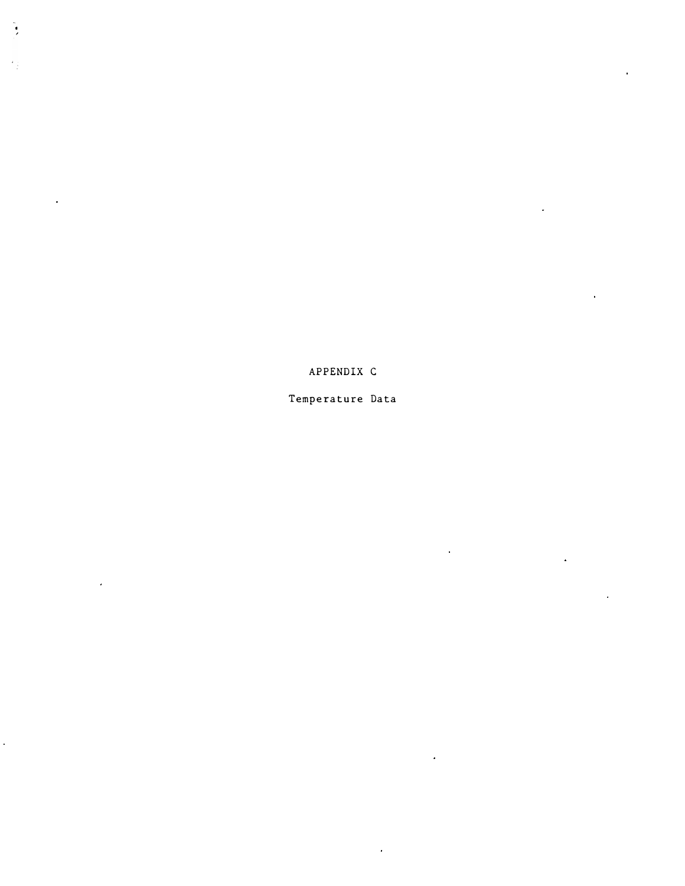# APPENDIX C

## Temperature Data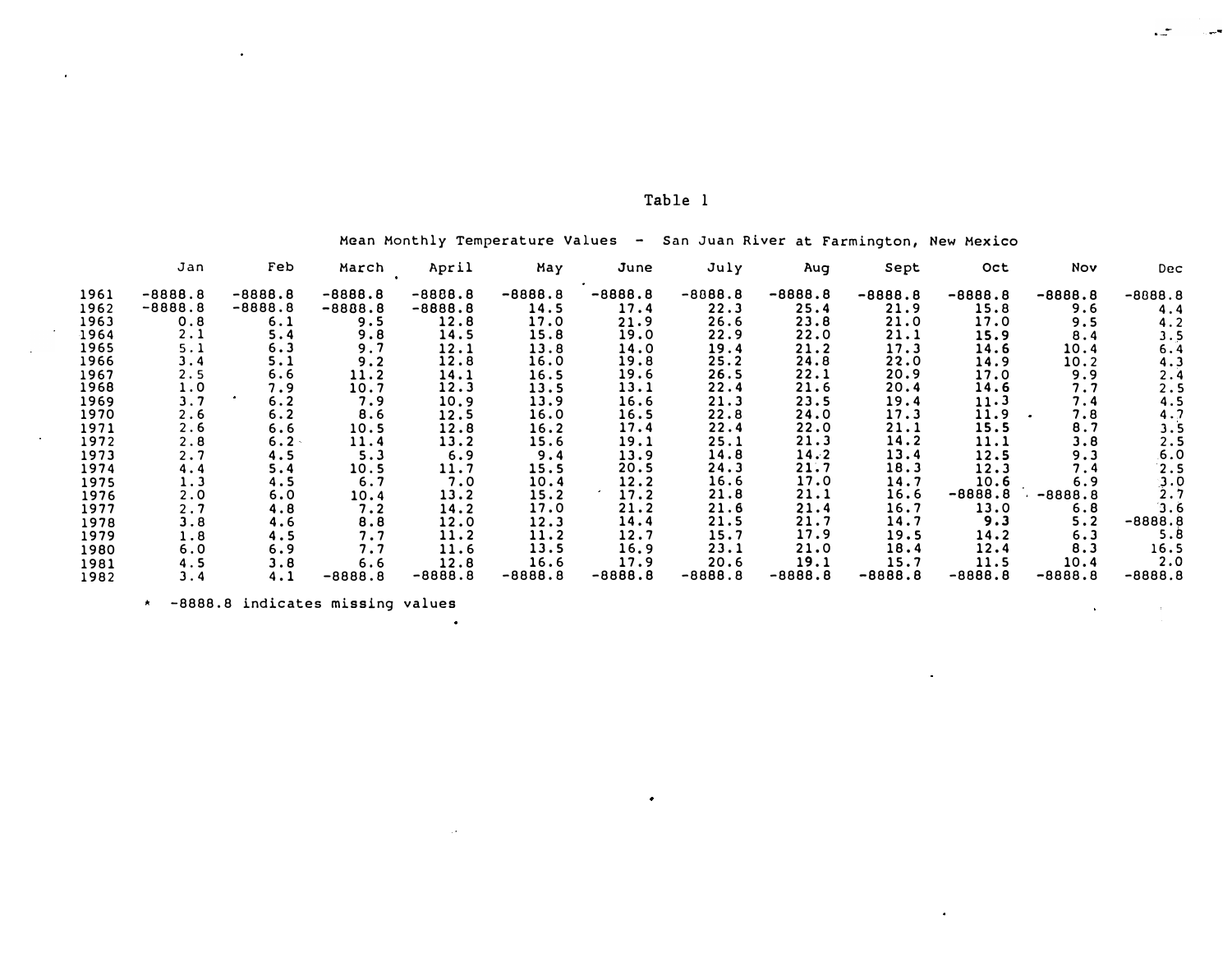Table 1

Mean Monthly Temperature Values - San Juan River at Farmington, New Mexico

| | Jan | Feb | March | April | May | June | July | Aug | Sept | Oct | Nov | Dec |
|---|---|---|---|---|---|---|---|---|---|---|---|---|
| 1961 | -8888.8 | -8888.8 | -8888.8 | -8888.8 | -8888.8 | -8888.8 | -8888.8 | -8888.8 | -8888.8 | -8888.8 | -8888.8 | -8888.8 |
| 1962 | -8888.8 | -8888.8 | -8888.8 | -8888.8 | 14.5 | 17.4 | 22.3 | 25.4 | 21.9 | 15.8 | 9.6 | 4.4 |
| 1963 | 0.8 | 6.1 | 9.5 | 12.8 | 17.0 | 21.9 | 26.6 | 23.8 | 21.0 | 17.0 | 9.5 | 4.2 |
| 1964 | 2.1 | 5.4 | 9.8 | 14.5 | 15.8 | 19.0 | 22.9 | 22.0 | 21.1 | 15.9 | 8.4 | 3.5 |
| 1965 | 5.1 | 6.3 | 9.7 | 12.1 | 13.8 | 14.0 | 19.4 | 21.2 | 17.3 | 14.6 | 10.4 | 6.4 |
| 1966 | 3.4 | 5.1 | 9.2 | 12.8 | 16.0 | 19.8 | 25.2 | 24.8 | 22.0 | 14.9 | 10.2 | 4.3 |
| 1967 | 2.5 | 6.6 | 11.2 | 14.1 | 16.5 | 19.6 | 26.5 | 22.1 | 20.9 | 17.0 | 9.9 | 2.4 |
| 1968 | 1.0 | 7.9 | 10.7 | 12.3 | 13.5 | 13.1 | 22.4 | 21.6 | 20.4 | 14.6 | 7.7 | 2.5 |
| 1969 | 3.7 | 6.2 | 7.9 | 10.9 | 13.9 | 16.6 | 21.3 | 23.5 | 19.4 | 11.3 | 7.4 | 4.5 |
| 1970 | 2.6 | 6.2 | 8.6 | 12.5 | 16.0 | 16.5 | 22.8 | 24.0 | 17.3 | 11.9 | 7.8 | 4.7 |
| 1971 | 2.6 | 6.6 | 10.5 | 12.8 | 16.2 | 17.4 | 22.4 | 22.0 | 21.1 | 15.5 | 8.7 | 3.5 |
| 1972 | 2.8 | 6.2 | 11.4 | 13.2 | 15.6 | 19.1 | 25.1 | 21.3 | 14.2 | 11.1 | 3.8 | 2.5 |
| 1973 | 2.7 | 4.5 | 5.3 | 6.9 | 9.4 | 13.9 | 14.8 | 14.2 | 13.4 | 12.5 | 9.3 | 6.0 |
| 1974 | 4.4 | 5.4 | 10.5 | 11.7 | 15.5 | 20.5 | 24.3 | 21.7 | 18.3 | 12.3 | 7.4 | 2.5 |
| 1975 | 1.3 | 4.5 | 6.7 | 7.0 | 10.4 | 12.2 | 16.6 | 17.0 | 14.7 | 10.6 | 6.9 | 3.0 |
| 1976 | 2.0 | 6.0 | 10.4 | 13.2 | 15.2 | 17.2 | 21.8 | 21.1 | 16.6 | -8888.8 | -8888.8 | 2.7 |
| 1977 | 2.7 | 4.8 | 7.2 | 14.2 | 17.0 | 21.2 | 21.6 | 21.4 | 16.7 | 13.0 | 6.8 | 3.6 |
| 1978 | 3.8 | 4.6 | 8.8 | 12.0 | 12.3 | 14.4 | 21.5 | 21.7 | 14.7 | 9.3 | 5.2 | -8888.8 |
| 1979 | 1.8 | 4.5 | 7.7 | 11.2 | 11.2 | 12.7 | 15.7 | 17.9 | 19.5 | 14.2 | 6.3 | 5.8 |
| 1980 | 6.0 | 6.9 | 7.7 | 11.6 | 13.5 | 16.9 | 23.1 | 21.0 | 18.4 | 12.4 | 8.3 | 16.5 |
| 1981 | 4.5 | 3.8 | 6.6 | 12.8 | 16.6 | 17.9 | 20.6 | 19.1 | 15.7 | 11.5 | 10.4 | 2.0 |
| 1982 | 3.4 | 4.1 | -8888.8 | -8888.8 | -8888.8 | -8888.8 | -8888.8 | -8888.8 | -8888.8 | -8888.8 | -8888.8 | -8888.8 |

* -8888.8 indicates missing values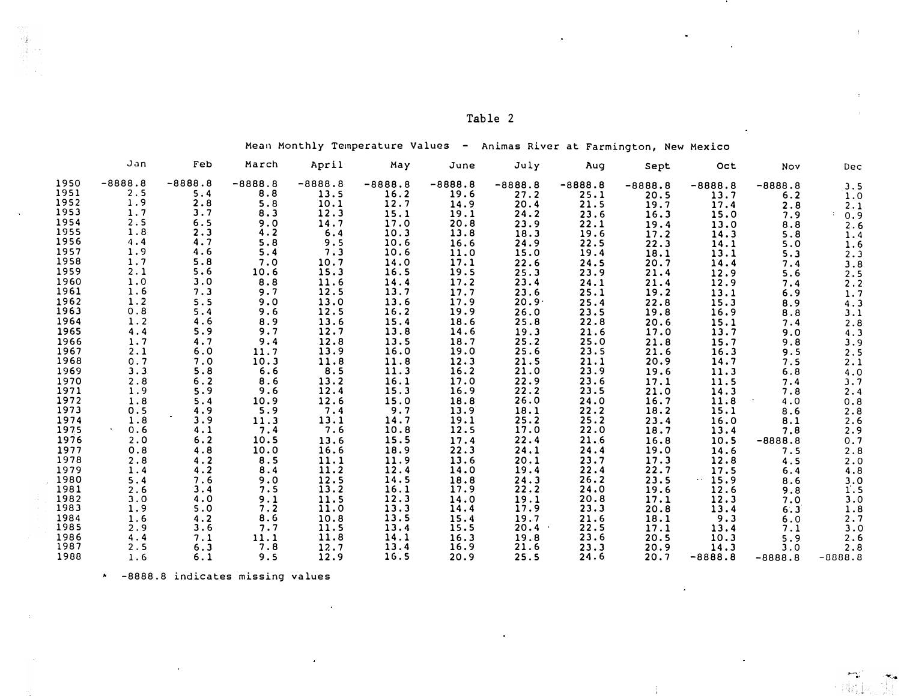Table 2

Mean Monthly Temperature Values - Animas River at Farmington, New Mexico

| | Jan | Feb | March | April | May | June | July | Aug | Sept | Oct | Nov | Dec |
|---|---|---|---|---|---|---|---|---|---|---|---|---|
| 1950 | -8888.8 | -8888.8 | -8888.8 | -8888.8 | -8888.8 | -8888.8 | -8888.8 | -8888.8 | -8888.8 | -8888.8 | -8888.8 | 3.5 |
| 1951 | 2.5 | 5.4 | 8.8 | 13.5 | 16.2 | 19.6 | 27.2 | 25.1 | 20.5 | 13.7 | 6.2 | 1.0 |
| 1952 | 1.9 | 2.8 | 5.8 | 10.1 | 12.7 | 14.9 | 20.4 | 21.5 | 19.7 | 17.4 | 2.8 | 2.1 |
| 1953 | 1.7 | 3.7 | 8.3 | 12.3 | 15.1 | 19.1 | 24.2 | 23.6 | 16.3 | 15.0 | 7.9 | 0.9 |
| 1954 | 2.5 | 6.5 | 9.0 | 14.7 | 17.0 | 20.8 | 23.9 | 22.1 | 19.4 | 13.0 | 8.8 | 2.6 |
| 1955 | 1.8 | 2.3 | 4.2 | 6.4 | 10.3 | 13.8 | 18.3 | 19.6 | 17.2 | 14.3 | 5.8 | 1.4 |
| 1956 | 4.4 | 4.7 | 5.8 | 9.5 | 10.6 | 16.6 | 24.9 | 22.5 | 22.3 | 14.1 | 5.0 | 1.6 |
| 1957 | 1.9 | 4.6 | 5.4 | 7.3 | 10.6 | 11.0 | 15.0 | 19.4 | 18.1 | 13.1 | 5.3 | 2.3 |
| 1958 | 1.7 | 5.8 | 7.0 | 10.7 | 14.0 | 17.1 | 22.6 | 24.5 | 20.7 | 14.4 | 7.4 | 3.8 |
| 1959 | 2.1 | 5.6 | 10.6 | 15.3 | 16.5 | 19.5 | 25.3 | 23.9 | 21.4 | 12.9 | 5.6 | 2.5 |
| 1960 | 1.0 | 3.0 | 8.8 | 11.6 | 14.4 | 17.2 | 23.4 | 24.1 | 21.4 | 12.9 | 7.4 | 2.2 |
| 1961 | 1.6 | 7.3 | 9.7 | 12.5 | 13.7 | 17.7 | 23.6 | 25.1 | 19.2 | 13.1 | 6.9 | 1.7 |
| 1962 | 1.2 | 5.5 | 9.0 | 13.0 | 13.6 | 17.9 | 20.9 | 25.4 | 22.8 | 15.3 | 8.9 | 4.3 |
| 1963 | 0.8 | 5.4 | 9.6 | 12.5 | 16.2 | 19.9 | 26.0 | 23.5 | 19.8 | 16.9 | 8.8 | 3.1 |
| 1964 | 1.2 | 4.6 | 8.9 | 13.6 | 15.4 | 18.6 | 25.8 | 22.8 | 20.6 | 15.1 | 7.4 | 2.8 |
| 1965 | 4.4 | 5.9 | 9.7 | 12.7 | 13.8 | 14.6 | 19.3 | 21.6 | 17.0 | 13.7 | 9.0 | 4.3 |
| 1966 | 1.7 | 4.7 | 9.4 | 12.8 | 13.5 | 18.7 | 25.2 | 25.0 | 21.8 | 15.7 | 9.8 | 3.9 |
| 1967 | 2.1 | 6.0 | 11.7 | 13.9 | 16.0 | 19.0 | 25.6 | 23.5 | 21.6 | 16.3 | 9.5 | 2.5 |
| 1968 | 0.7 | 7.0 | 10.3 | 11.8 | 11.8 | 12.3 | 21.5 | 21.1 | 20.9 | 14.7 | 7.5 | 2.1 |
| 1969 | 3.3 | 5.8 | 6.6 | 8.5 | 11.3 | 16.2 | 21.0 | 23.9 | 19.6 | 11.3 | 6.8 | 4.0 |
| 1970 | 2.8 | 6.2 | 8.6 | 13.2 | 16.1 | 17.0 | 22.9 | 23.6 | 17.1 | 11.5 | 7.4 | 3.7 |
| 1971 | 1.9 | 5.9 | 9.6 | 12.4 | 15.3 | 16.9 | 22.2 | 23.5 | 21.0 | 14.3 | 7.8 | 2.4 |
| 1972 | 1.8 | 5.4 | 10.9 | 12.6 | 15.0 | 18.8 | 26.0 | 24.0 | 16.7 | 11.8 | 4.0 | 0.8 |
| 1973 | 0.5 | 4.9 | 5.9 | 7.4 | 9.7 | 13.9 | 18.1 | 22.2 | 18.2 | 15.1 | 8.6 | 2.8 |
| 1974 | 1.8 | 3.9 | 11.3 | 13.1 | 14.7 | 19.1 | 25.2 | 25.2 | 23.4 | 16.0 | 8.1 | 2.6 |
| 1975 | 0.6 | 4.1 | 7.4 | 7.6 | 10.8 | 12.5 | 17.0 | 22.0 | 18.7 | 13.4 | 7.8 | 2.9 |
| 1976 | 2.0 | 6.2 | 10.5 | 13.6 | 15.5 | 17.4 | 22.4 | 21.6 | 16.8 | 10.5 | -8888.8 | 0.7 |
| 1977 | 0.8 | 4.8 | 10.0 | 16.6 | 18.9 | 22.3 | 24.1 | 24.4 | 19.0 | 14.6 | 7.5 | 2.8 |
| 1978 | 2.8 | 4.2 | 8.5 | 11.1 | 11.9 | 13.6 | 20.1 | 23.7 | 17.3 | 12.8 | 4.5 | 2.0 |
| 1979 | 1.4 | 4.2 | 8.4 | 11.2 | 12.4 | 14.0 | 19.4 | 22.4 | 22.7 | 17.5 | 6.4 | 4.8 |
| 1980 | 5.4 | 7.6 | 9.0 | 12.5 | 14.5 | 18.8 | 24.3 | 26.2 | 23.5 | 15.9 | 8.6 | 3.0 |
| 1981 | 2.6 | 3.4 | 7.5 | 13.2 | 16.1 | 17.9 | 22.2 | 24.0 | 19.6 | 12.6 | 9.8 | 1.5 |
| 1982 | 3.0 | 4.0 | 9.1 | 11.5 | 12.3 | 14.0 | 19.1 | 20.8 | 17.1 | 12.3 | 7.0 | 3.0 |
| 1983 | 1.9 | 5.0 | 7.2 | 11.0 | 13.3 | 14.4 | 17.9 | 23.3 | 20.8 | 13.4 | 6.3 | 1.8 |
| 1984 | 1.6 | 4.2 | 8.6 | 10.8 | 13.5 | 15.4 | 19.7 | 21.6 | 18.1 | 9.3 | 6.0 | 2.7 |
| 1985 | 2.9 | 3.6 | 7.7 | 11.5 | 13.4 | 15.5 | 20.4 | 22.5 | 17.1 | 13.4 | 7.1 | 3.0 |
| 1986 | 4.4 | 7.1 | 11.1 | 11.8 | 14.1 | 16.3 | 19.8 | 23.6 | 20.5 | 10.3 | 5.9 | 2.6 |
| 1987 | 2.5 | 6.3 | 7.8 | 12.7 | 13.4 | 16.9 | 21.6 | 23.3 | 20.9 | 14.3 | 3.0 | 2.8 |
| 1988 | 1.6 | 6.1 | 9.5 | 12.9 | 16.5 | 20.9 | 25.5 | 24.6 | 20.7 | -8888.8 | -8888.8 | -8888.8 |

* -8888.8 indicates missing values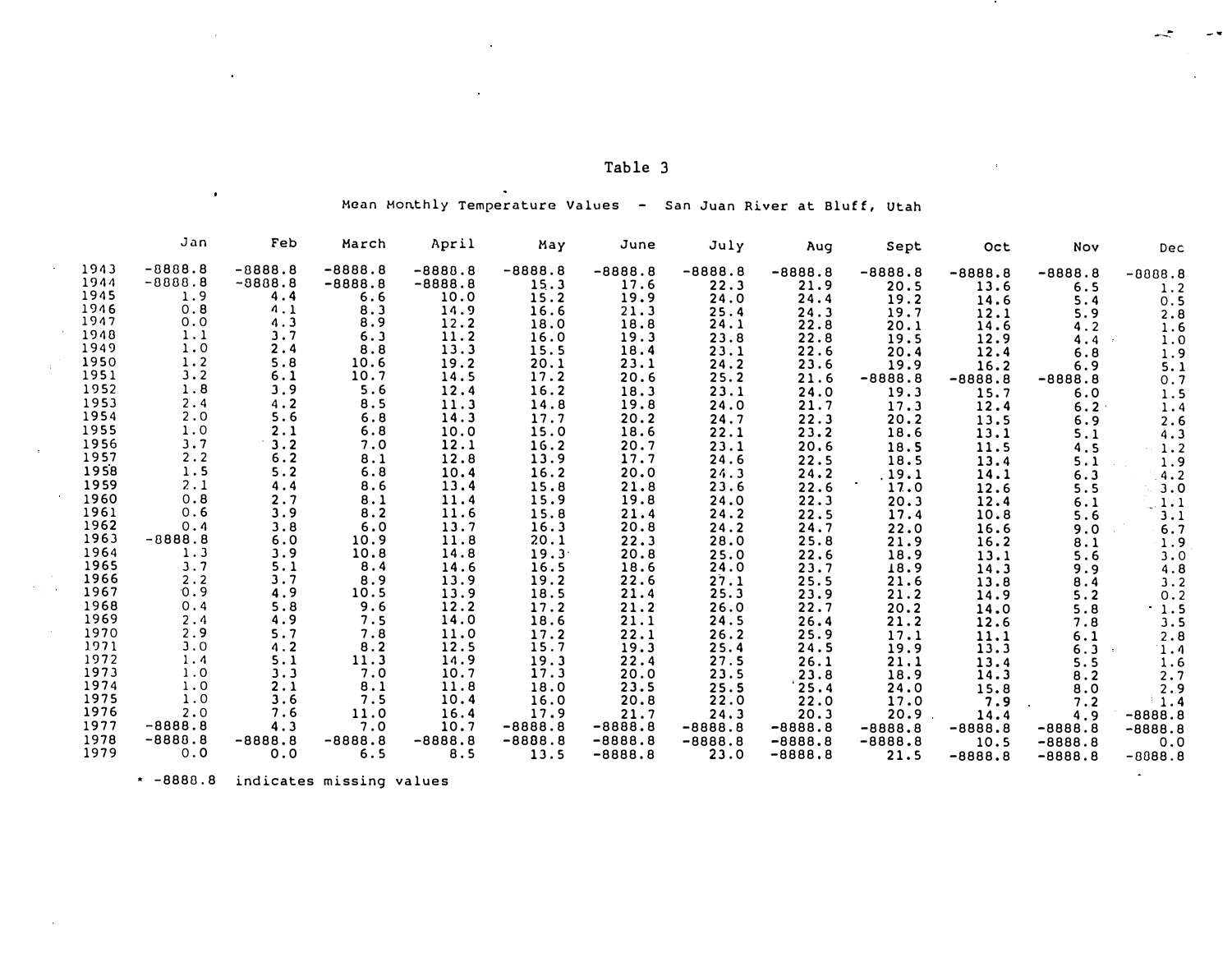Table 3

Mean Monthly Temperature Values - San Juan River at Bluff, Utah

| | Jan | Feb | March | April | May | June | July | Aug | Sept | Oct | Nov | Dec |
|---|---|---|---|---|---|---|---|---|---|---|---|---|
| 1943 | -8888.8 | -8888.8 | -8888.8 | -8888.8 | -8888.8 | -8888.8 | -8888.8 | -8888.8 | -8888.8 | -8888.8 | -8888.8 | -8888.8 |
| 1944 | -8888.8 | -8888.8 | -8888.8 | -8888.8 | 15.3 | 17.6 | 22.3 | 21.9 | 20.5 | 13.6 | 6.5 | 1.2 |
| 1945 | 1.9 | 4.4 | 6.6 | 10.0 | 15.2 | 19.9 | 24.0 | 24.4 | 19.2 | 14.6 | 5.4 | 0.5 |
| 1946 | 0.8 | 4.1 | 8.3 | 14.9 | 16.6 | 21.3 | 25.4 | 24.3 | 19.7 | 12.1 | 5.9 | 2.8 |
| 1947 | 0.0 | 4.3 | 8.9 | 12.2 | 18.0 | 18.8 | 24.1 | 22.8 | 20.1 | 14.6 | 4.2 | 1.6 |
| 1948 | 1.1 | 3.7 | 6.3 | 11.2 | 16.0 | 19.3 | 23.8 | 22.8 | 19.5 | 12.9 | 4.4 | 1.0 |
| 1949 | 1.0 | 2.4 | 8.8 | 13.3 | 15.5 | 18.4 | 23.1 | 22.6 | 20.4 | 12.4 | 6.8 | 1.9 |
| 1950 | 1.2 | 5.8 | 10.6 | 19.2 | 20.1 | 23.1 | 24.2 | 23.6 | 19.9 | 16.2 | 6.9 | 5.1 |
| 1951 | 3.2 | 6.1 | 10.7 | 14.5 | 17.2 | 20.6 | 25.2 | 21.6 | -8888.8 | -8888.8 | -8888.8 | 0.7 |
| 1952 | 1.8 | 3.9 | 5.6 | 12.4 | 16.2 | 18.3 | 23.1 | 24.0 | 19.3 | 15.7 | 6.0 | 1.5 |
| 1953 | 2.4 | 4.2 | 8.5 | 11.3 | 14.8 | 19.8 | 24.0 | 21.7 | 17.3 | 12.4 | 6.2 | 1.4 |
| 1954 | 2.0 | 5.6 | 6.8 | 14.3 | 17.7 | 20.2 | 24.7 | 22.3 | 20.2 | 13.5 | 6.9 | 2.6 |
| 1955 | 1.0 | 2.1 | 6.8 | 10.0 | 15.0 | 18.6 | 22.1 | 23.2 | 18.6 | 13.1 | 5.1 | 4.3 |
| 1956 | 3.7 | 3.2 | 7.0 | 12.1 | 16.2 | 20.7 | 23.1 | 20.6 | 18.5 | 11.5 | 4.5 | 1.2 |
| 1957 | 2.2 | 6.2 | 8.1 | 12.8 | 13.9 | 17.7 | 24.6 | 22.5 | 18.5 | 13.4 | 5.1 | 1.9 |
| 1958 | 1.5 | 5.2 | 6.8 | 10.4 | 16.2 | 20.0 | 24.3 | 24.2 | 19.1 | 14.1 | 6.3 | 4.2 |
| 1959 | 2.1 | 4.4 | 8.6 | 13.4 | 15.8 | 21.8 | 23.6 | 22.6 | 17.0 | 12.6 | 5.5 | 3.0 |
| 1960 | 0.8 | 2.7 | 8.1 | 11.4 | 15.9 | 19.8 | 24.0 | 22.3 | 20.3 | 12.4 | 6.1 | 1.1 |
| 1961 | 0.6 | 3.9 | 8.2 | 11.6 | 15.8 | 21.4 | 24.2 | 22.5 | 17.4 | 10.8 | 5.6 | 3.1 |
| 1962 | 0.4 | 3.8 | 6.0 | 13.7 | 16.3 | 20.8 | 24.2 | 24.7 | 22.0 | 16.6 | 9.0 | 6.7 |
| 1963 | -8888.8 | 6.0 | 10.9 | 11.8 | 20.1 | 22.3 | 28.0 | 25.8 | 21.9 | 16.2 | 8.1 | 1.9 |
| 1964 | 1.3 | 3.9 | 10.8 | 14.8 | 19.3 | 20.8 | 25.0 | 22.6 | 18.9 | 13.1 | 5.6 | 3.0 |
| 1965 | 3.7 | 5.1 | 8.4 | 14.6 | 16.5 | 18.6 | 24.0 | 23.7 | 18.9 | 14.3 | 9.9 | 4.8 |
| 1966 | 2.2 | 3.7 | 8.9 | 13.9 | 19.2 | 22.6 | 27.1 | 25.5 | 21.6 | 13.8 | 8.4 | 3.2 |
| 1967 | 0.9 | 4.9 | 10.5 | 13.9 | 18.5 | 21.4 | 25.3 | 23.9 | 21.2 | 14.9 | 5.2 | 0.2 |
| 1968 | 0.4 | 5.8 | 9.6 | 12.2 | 17.2 | 21.2 | 26.0 | 22.7 | 20.2 | 14.0 | 5.8 | 1.5 |
| 1969 | 2.4 | 4.9 | 7.5 | 14.0 | 18.6 | 21.1 | 24.5 | 26.4 | 21.2 | 12.6 | 7.8 | 3.5 |
| 1970 | 2.9 | 5.7 | 7.8 | 11.0 | 17.2 | 22.1 | 26.2 | 25.9 | 17.1 | 11.1 | 6.1 | 2.8 |
| 1971 | 3.0 | 4.2 | 8.2 | 12.5 | 15.7 | 19.3 | 25.4 | 24.5 | 19.9 | 13.3 | 6.3 | 1.4 |
| 1972 | 1.4 | 5.1 | 11.3 | 14.9 | 19.3 | 22.4 | 27.5 | 26.1 | 21.1 | 13.4 | 5.5 | 1.6 |
| 1973 | 1.0 | 3.3 | 7.0 | 10.7 | 17.3 | 20.0 | 23.5 | 23.8 | 18.9 | 14.3 | 8.2 | 2.7 |
| 1974 | 1.0 | 2.1 | 8.1 | 11.8 | 18.0 | 23.5 | 25.5 | 25.4 | 24.0 | 15.8 | 8.0 | 2.9 |
| 1975 | 1.0 | 3.6 | 7.5 | 10.4 | 16.0 | 20.8 | 22.0 | 22.0 | 17.0 | 7.9 | 7.2 | 1.4 |
| 1976 | 2.0 | 7.6 | 11.0 | 16.4 | 17.9 | 21.7 | 24.3 | 20.3 | 20.9 | 14.4 | 4.9 | -8888.8 |
| 1977 | -8888.8 | 4.3 | 7.0 | 10.7 | -8888.8 | -8888.8 | -8888.8 | -8888.8 | -8888.8 | -8888.8 | -8888.8 | -8888.8 |
| 1978 | -8888.8 | -8888.8 | -8888.8 | -8888.8 | -8888.8 | -8888.8 | -8888.8 | -8888.8 | -8888.8 | 10.5 | -8888.8 | 0.0 |
| 1979 | 0.0 | 0.0 | 6.5 | 8.5 | 13.5 | -8888.8 | 23.0 | -8888.8 | 21.5 | -8888.8 | -8888.8 | -8888.8 |

* -8888.8 indicates missing values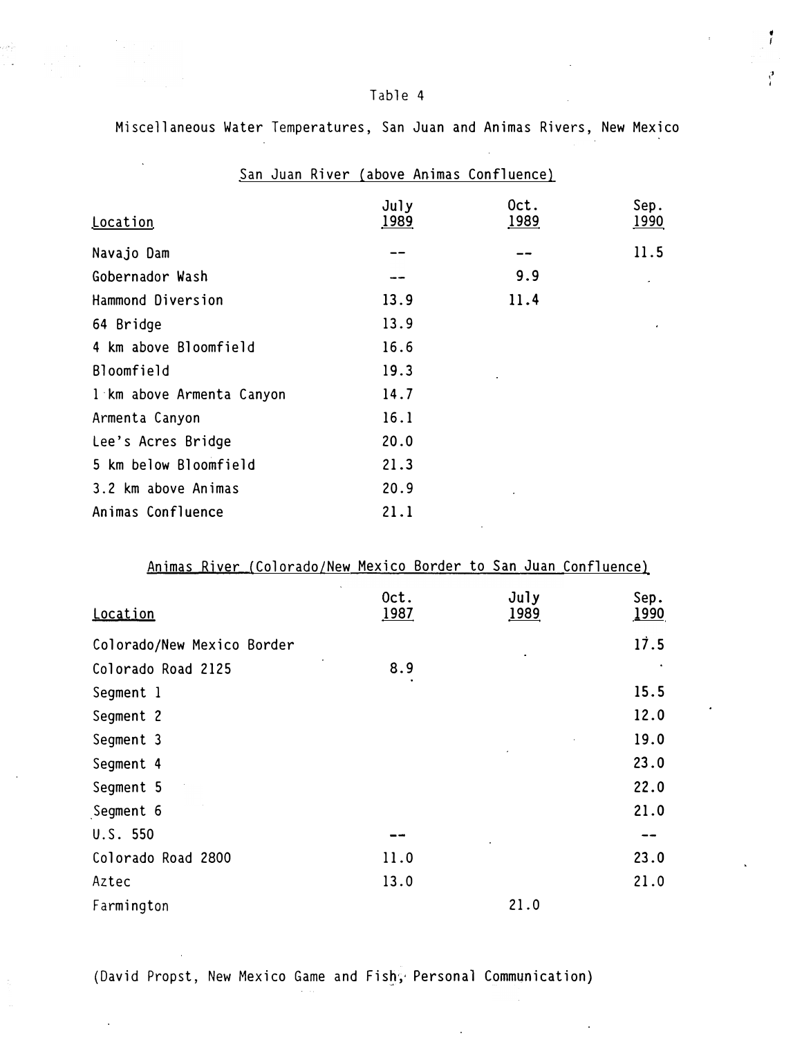Table 4

Miscellaneous Water Temperatures, San Juan and Animas Rivers, New Mexico

San Juan River (above Animas Confluence)

| Location | July 1989 | Oct. 1989 | Sep. 1990 |
|---|---|---|---|
| Navajo Dam | -- | -- | 11.5 |
| Gobernador Wash | -- | 9.9 | |
| Hammond Diversion | 13.9 | 11.4 | |
| 64 Bridge | 13.9 | | |
| 4 km above Bloomfield | 16.6 | | |
| Bloomfield | 19.3 | | |
| 1 km above Armenta Canyon | 14.7 | | |
| Armenta Canyon | 16.1 | | |
| Lee's Acres Bridge | 20.0 | | |
| 5 km below Bloomfield | 21.3 | | |
| 3.2 km above Animas | 20.9 | | |
| Animas Confluence | 21.1 | | |

Animas River (Colorado/New Mexico Border to San Juan Confluence)

| Location | Oct. 1987 | July 1989 | Sep. 1990 |
|---|---|---|---|
| Colorado/New Mexico Border | | | 17.5 |
| Colorado Road 2125 | 8.9 | | |
| Segment 1 | | | 15.5 |
| Segment 2 | | | 12.0 |
| Segment 3 | | | 19.0 |
| Segment 4 | | | 23.0 |
| Segment 5 | | | 22.0 |
| Segment 6 | | | 21.0 |
| U.S. 550 | -- | | -- |
| Colorado Road 2800 | 11.0 | | 23.0 |
| Aztec | 13.0 | | 21.0 |
| Farmington | | 21.0 | |

(David Propst, New Mexico Game and Fish, Personal Communication)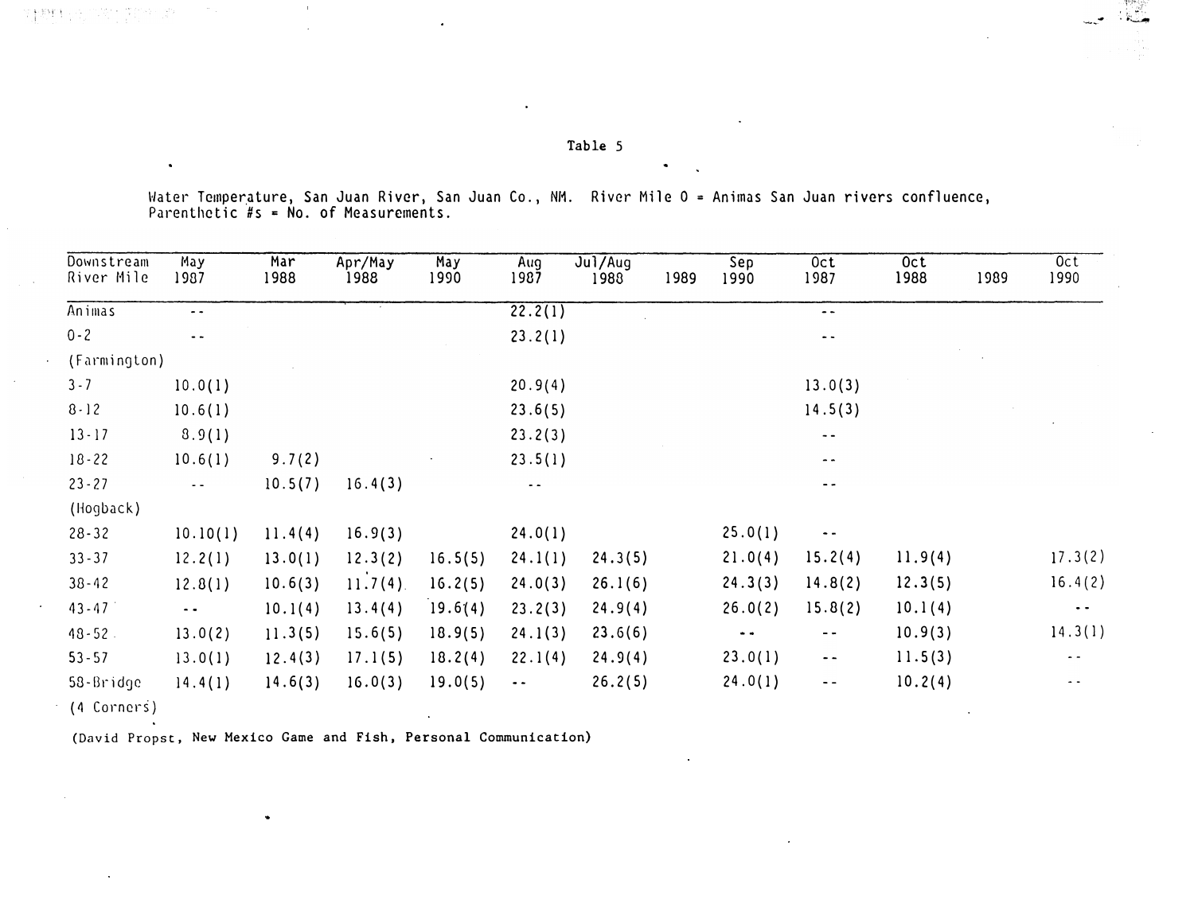Table 5

Water Temperature, San Juan River, San Juan Co., NM. River Mile 0 = Animas San Juan rivers confluence, Parenthetic #s = No. of Measurements.

| Downstream River Mile | May 1987 | Mar 1988 | Apr/May 1988 | May 1990 | Aug 1987 | Jul/Aug 1988 | 1989 | Sep 1990 | Oct 1987 | Oct 1988 | 1989 | Oct 1990 |
|---|---|---|---|---|---|---|---|---|---|---|---|---|
| Animas | -- | | | | 22.2(1) | | | | -- | | | |
| 0-2 | -- | | | | 23.2(1) | | | | -- | | | |
| (Farmington) | | | | | | | | | | | | |
| 3-7 | 10.0(1) | | | | 20.9(4) | | | | 13.0(3) | | | |
| 8-12 | 10.6(1) | | | | 23.6(5) | | | | 14.5(3) | | | |
| 13-17 | 8.9(1) | | | | 23.2(3) | | | | -- | | | |
| 18-22 | 10.6(1) | 9.7(2) | | | 23.5(1) | | | | -- | | | |
| 23-27 | -- | 10.5(7) | 16.4(3) | | -- | | | | -- | | | |
| (Hogback) | | | | | | | | | | | | |
| 28-32 | 10.10(1) | 11.4(4) | 16.9(3) | | 24.0(1) | | | 25.0(1) | -- | | | |
| 33-37 | 12.2(1) | 13.0(1) | 12.3(2) | 16.5(5) | 24.1(1) | 24.3(5) | | 21.0(4) | 15.2(4) | 11.9(4) | | 17.3(2) |
| 38-42 | 12.8(1) | 10.6(3) | 11.7(4) | 16.2(5) | 24.0(3) | 26.1(6) | | 24.3(3) | 14.8(2) | 12.3(5) | | 16.4(2) |
| 43-47 | -- | 10.1(4) | 13.4(4) | 19.6(4) | 23.2(3) | 24.9(4) | | 26.0(2) | 15.8(2) | 10.1(4) | | -- |
| 48-52 | 13.0(2) | 11.3(5) | 15.6(5) | 18.9(5) | 24.1(3) | 23.6(6) | | -- | -- | 10.9(3) | | 14.3(1) |
| 53-57 | 13.0(1) | 12.4(3) | 17.1(5) | 18.2(4) | 22.1(4) | 24.9(4) | | 23.0(1) | -- | 11.5(3) | | -- |
| 58-Bridge | 14.4(1) | 14.6(3) | 16.0(3) | 19.0(5) | -- | 26.2(5) | | 24.0(1) | -- | 10.2(4) | | -- |
| (4 Corners) | | | | | | | | | | | | |

(David Propst, New Mexico Game and Fish, Personal Communication)